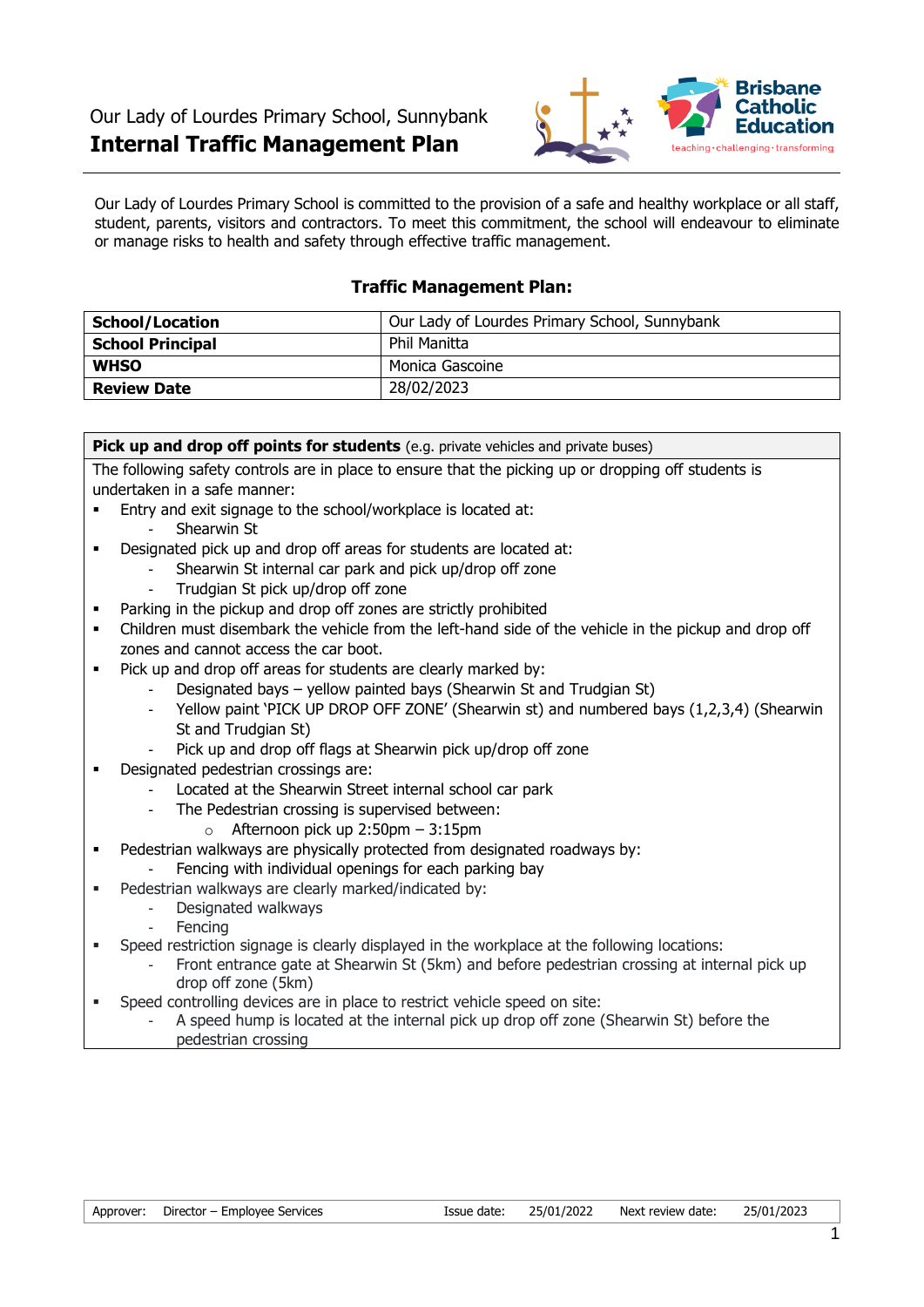Our Lady of Lourdes Primary School, Sunnybank

# Internal Traffic Management Plan

Our Lady of Lourdes Primary School is committed to the provision of a safe and healthy workplace or all staff, student, parents, visitors and contractors. To meet this commitment, the school will endeavour to eliminate or manage risks to health and safety through effective traffic management.

## Traffic Management Plan:

| **School/Location** | Our Lady of Lourdes Primary School, Sunnybank |
|---|---|
| **School Principal** | Phil Manitta |
| **WHSO** | Monica Gascoine |
| **Review Date** | 28/02/2023 |

**Pick up and drop off points for students** (e.g. private vehicles and private buses)

The following safety controls are in place to ensure that the picking up or dropping off students is undertaken in a safe manner:

- Entry and exit signage to the school/workplace is located at:
  - Shearwin St
- Designated pick up and drop off areas for students are located at:
  - Shearwin St internal car park and pick up/drop off zone
  - Trudgian St pick up/drop off zone
- Parking in the pickup and drop off zones are strictly prohibited
- Children must disembark the vehicle from the left-hand side of the vehicle in the pickup and drop off zones and cannot access the car boot.
- Pick up and drop off areas for students are clearly marked by:
  - Designated bays – yellow painted bays (Shearwin St and Trudgian St)
  - Yellow paint 'PICK UP DROP OFF ZONE' (Shearwin st) and numbered bays (1,2,3,4) (Shearwin St and Trudgian St)
  - Pick up and drop off flags at Shearwin pick up/drop off zone
- Designated pedestrian crossings are:
  - Located at the Shearwin Street internal school car park
  - The Pedestrian crossing is supervised between:
    - Afternoon pick up 2:50pm – 3:15pm
- Pedestrian walkways are physically protected from designated roadways by:
  - Fencing with individual openings for each parking bay
- Pedestrian walkways are clearly marked/indicated by:
  - Designated walkways
  - Fencing
- Speed restriction signage is clearly displayed in the workplace at the following locations:
  - Front entrance gate at Shearwin St (5km) and before pedestrian crossing at internal pick up drop off zone (5km)
- Speed controlling devices are in place to restrict vehicle speed on site:
  - A speed hump is located at the internal pick up drop off zone (Shearwin St) before the pedestrian crossing

| Approver: | Director – Employee Services | Issue date: | 25/01/2022 | Next review date: | 25/01/2023 |
|---|---|---|---|---|---|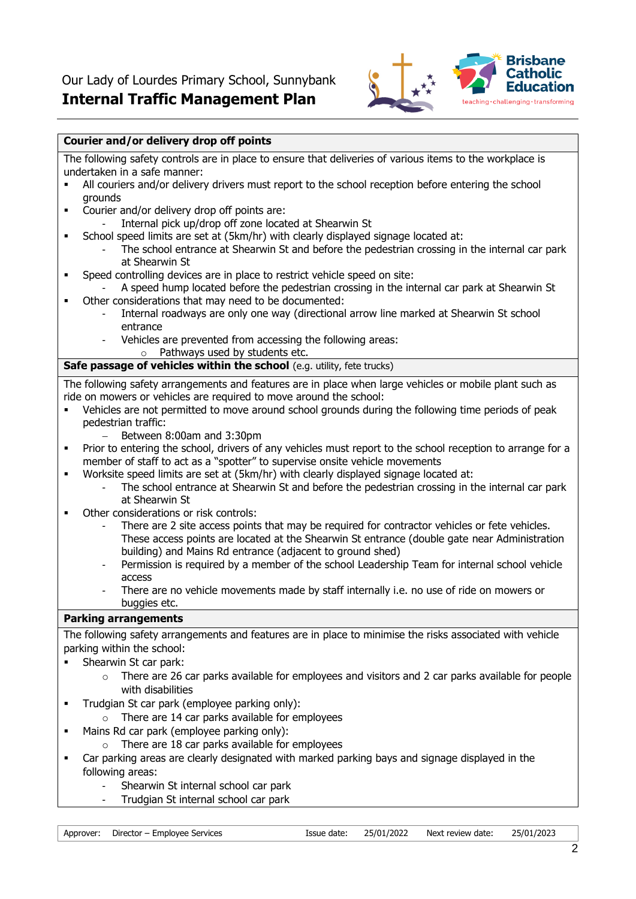## Courier and/or delivery drop off points

The following safety controls are in place to ensure that deliveries of various items to the workplace is undertaken in a safe manner:

- All couriers and/or delivery drivers must report to the school reception before entering the school grounds
- Courier and/or delivery drop off points are:
  - Internal pick up/drop off zone located at Shearwin St
- School speed limits are set at (5km/hr) with clearly displayed signage located at:
  - The school entrance at Shearwin St and before the pedestrian crossing in the internal car park at Shearwin St
- Speed controlling devices are in place to restrict vehicle speed on site:
  - A speed hump located before the pedestrian crossing in the internal car park at Shearwin St
- Other considerations that may need to be documented:
  - Internal roadways are only one way (directional arrow line marked at Shearwin St school entrance
  - Vehicles are prevented from accessing the following areas:
    - Pathways used by students etc.

## Safe passage of vehicles within the school (e.g. utility, fete trucks)

The following safety arrangements and features are in place when large vehicles or mobile plant such as ride on mowers or vehicles are required to move around the school:

- Vehicles are not permitted to move around school grounds during the following time periods of peak pedestrian traffic:
  - Between 8:00am and 3:30pm
- Prior to entering the school, drivers of any vehicles must report to the school reception to arrange for a member of staff to act as a "spotter" to supervise onsite vehicle movements
- Worksite speed limits are set at (5km/hr) with clearly displayed signage located at:
  - The school entrance at Shearwin St and before the pedestrian crossing in the internal car park at Shearwin St
- Other considerations or risk controls:
  - There are 2 site access points that may be required for contractor vehicles or fete vehicles. These access points are located at the Shearwin St entrance (double gate near Administration building) and Mains Rd entrance (adjacent to ground shed)
  - Permission is required by a member of the school Leadership Team for internal school vehicle access
  - There are no vehicle movements made by staff internally i.e. no use of ride on mowers or buggies etc.

## Parking arrangements

The following safety arrangements and features are in place to minimise the risks associated with vehicle parking within the school:

- Shearwin St car park:
  - There are 26 car parks available for employees and visitors and 2 car parks available for people with disabilities
- Trudgian St car park (employee parking only):
  - There are 14 car parks available for employees
- Mains Rd car park (employee parking only):
  - There are 18 car parks available for employees
- Car parking areas are clearly designated with marked parking bays and signage displayed in the following areas:
  - Shearwin St internal school car park
  - Trudgian St internal school car park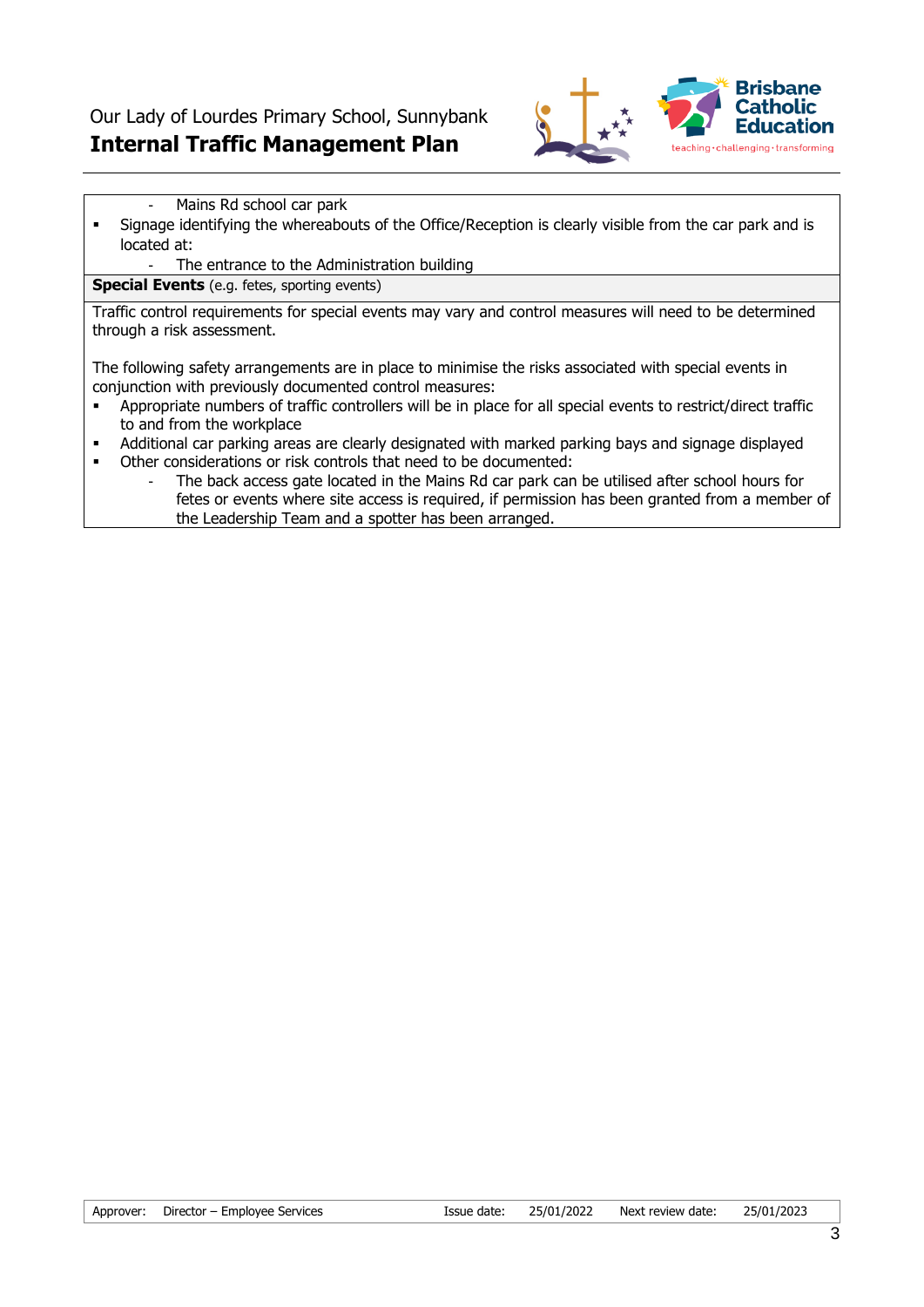- Mains Rd school car park
- Signage identifying the whereabouts of the Office/Reception is clearly visible from the car park and is located at:
  - The entrance to the Administration building

**Special Events** (e.g. fetes, sporting events)

Traffic control requirements for special events may vary and control measures will need to be determined through a risk assessment.

The following safety arrangements are in place to minimise the risks associated with special events in conjunction with previously documented control measures:

- Appropriate numbers of traffic controllers will be in place for all special events to restrict/direct traffic to and from the workplace
- Additional car parking areas are clearly designated with marked parking bays and signage displayed
- Other considerations or risk controls that need to be documented:
  - The back access gate located in the Mains Rd car park can be utilised after school hours for fetes or events where site access is required, if permission has been granted from a member of the Leadership Team and a spotter has been arranged.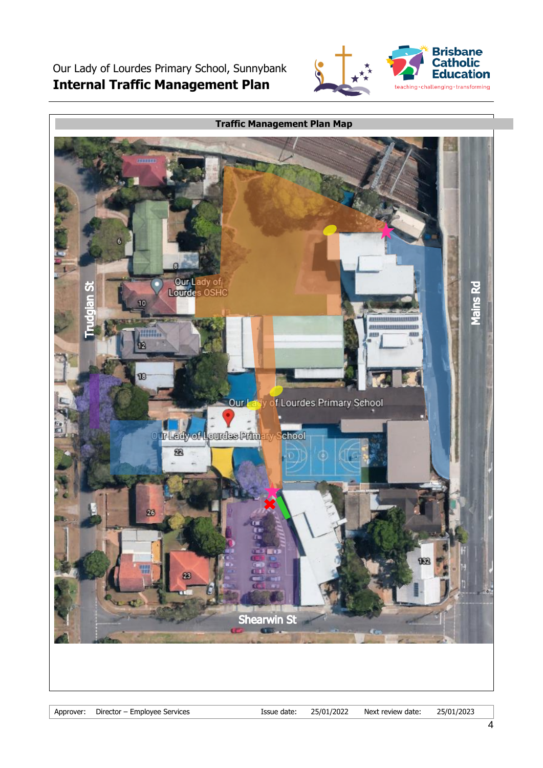## Traffic Management Plan Map

Trudgian St

Mains Rd

Shearwin St

Our Lady of Lourdes OSHC

Our Lady of Lourdes Primary School

Our Lady of Lourdes Primary School

6

8

10

12

18

22

26

23

132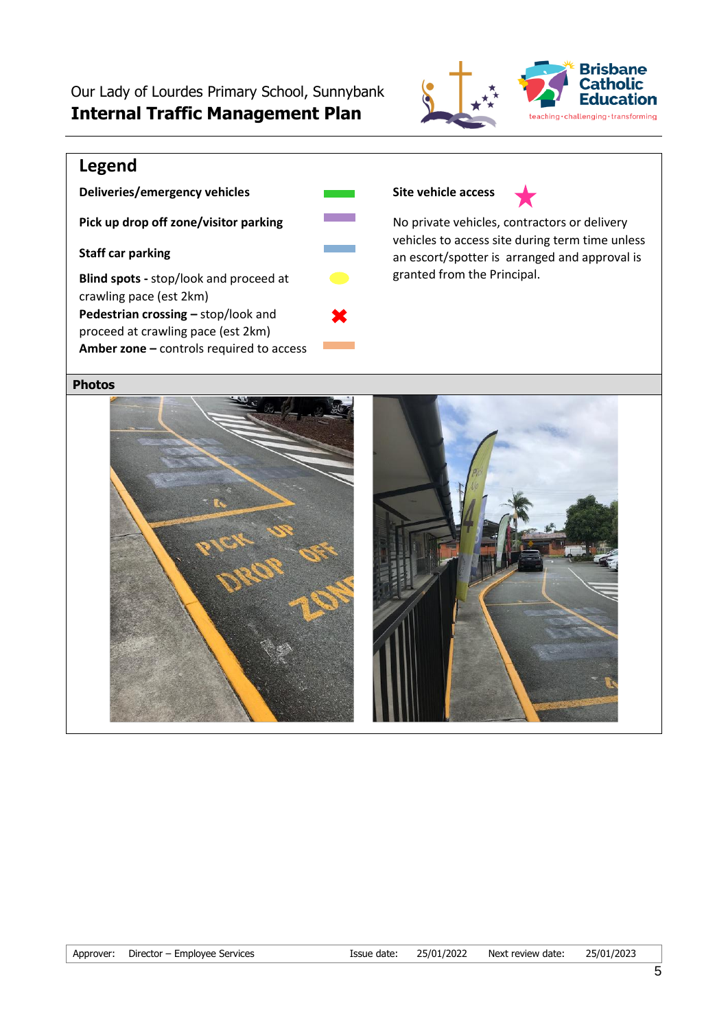# Our Lady of Lourdes Primary School, Sunnybank
## Internal Traffic Management Plan

## Legend

**Deliveries/emergency vehicles**

**Pick up drop off zone/visitor parking**

**Staff car parking**

**Blind spots -** stop/look and proceed at crawling pace (est 2km)

**Pedestrian crossing –** stop/look and proceed at crawling pace (est 2km)

**Amber zone –** controls required to access

**Site vehicle access**

No private vehicles, contractors or delivery vehicles to access site during term time unless an escort/spotter is arranged and approval is granted from the Principal.

## Photos

| Approver: | Director – Employee Services | Issue date: | 25/01/2022 | Next review date: | 25/01/2023 |
|---|---|---|---|---|---|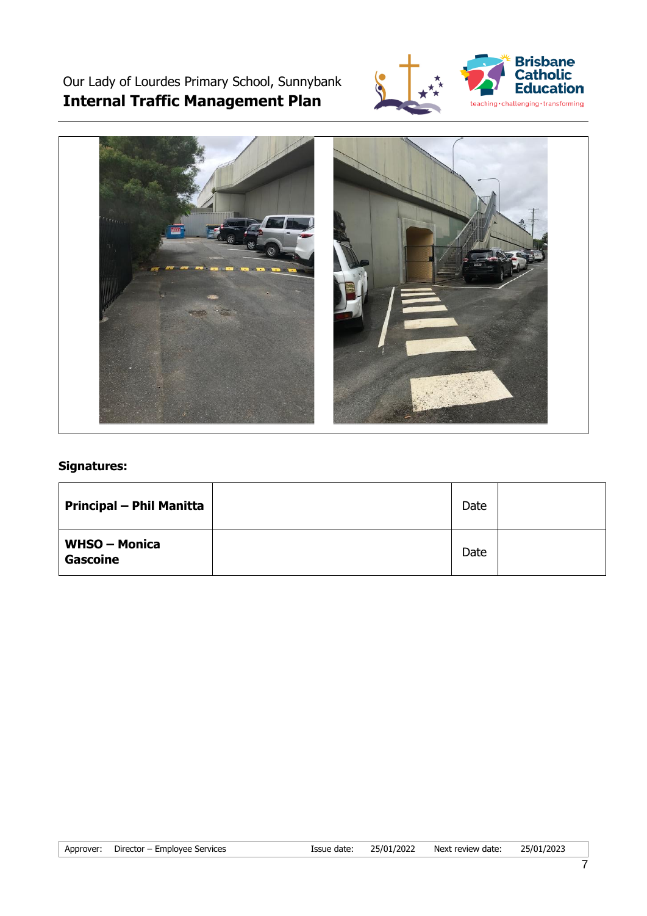**Signatures:**

| | | | |
|---|---|---|---|
| **Principal – Phil Manitta** | | Date | |
| **WHSO – Monica Gascoine** | | Date | |

| | | | | | |
|---|---|---|---|---|---|
| Approver: | Director – Employee Services | Issue date: | 25/01/2022 | Next review date: | 25/01/2023 |